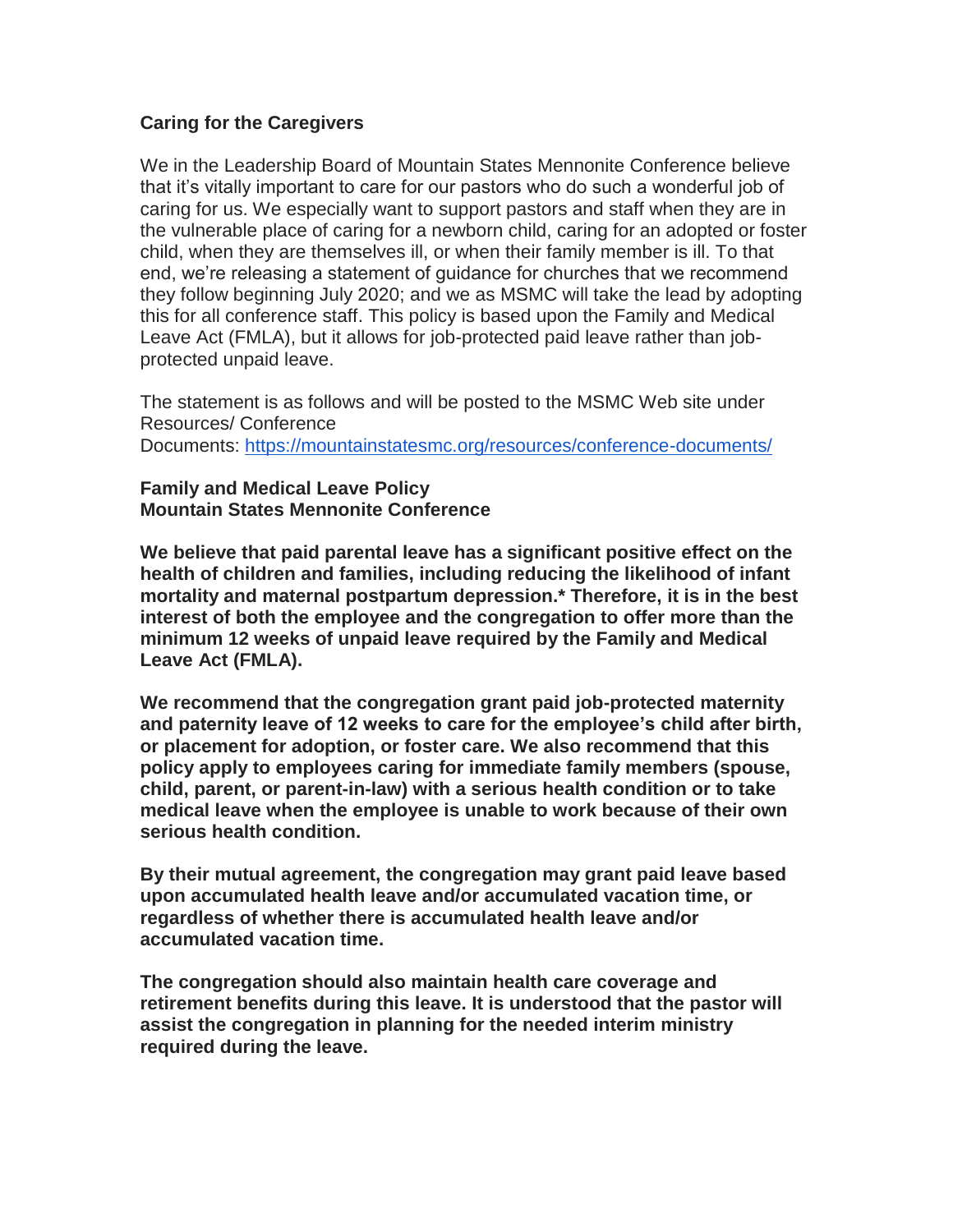**Caring for the Caregivers**

We in the Leadership Board of Mountain States Mennonite Conference believe that it's vitally important to care for our pastors who do such a wonderful job of caring for us. We especially want to support pastors and staff when they are in the vulnerable place of caring for a newborn child, caring for an adopted or foster child, when they are themselves ill, or when their family member is ill. To that end, we're releasing a statement of guidance for churches that we recommend they follow beginning July 2020; and we as MSMC will take the lead by adopting this for all conference staff. This policy is based upon the Family and Medical Leave Act (FMLA), but it allows for job-protected paid leave rather than job-protected unpaid leave.

The statement is as follows and will be posted to the MSMC Web site under Resources/ Conference Documents: https://mountainstatesmc.org/resources/conference-documents/

**Family and Medical Leave Policy**
**Mountain States Mennonite Conference**

**We believe that paid parental leave has a significant positive effect on the health of children and families, including reducing the likelihood of infant mortality and maternal postpartum depression.* Therefore, it is in the best interest of both the employee and the congregation to offer more than the minimum 12 weeks of unpaid leave required by the Family and Medical Leave Act (FMLA).**

**We recommend that the congregation grant paid job-protected maternity and paternity leave of 12 weeks to care for the employee's child after birth, or placement for adoption, or foster care. We also recommend that this policy apply to employees caring for immediate family members (spouse, child, parent, or parent-in-law) with a serious health condition or to take medical leave when the employee is unable to work because of their own serious health condition.**

**By their mutual agreement, the congregation may grant paid leave based upon accumulated health leave and/or accumulated vacation time, or regardless of whether there is accumulated health leave and/or accumulated vacation time.**

**The congregation should also maintain health care coverage and retirement benefits during this leave. It is understood that the pastor will assist the congregation in planning for the needed interim ministry required during the leave.**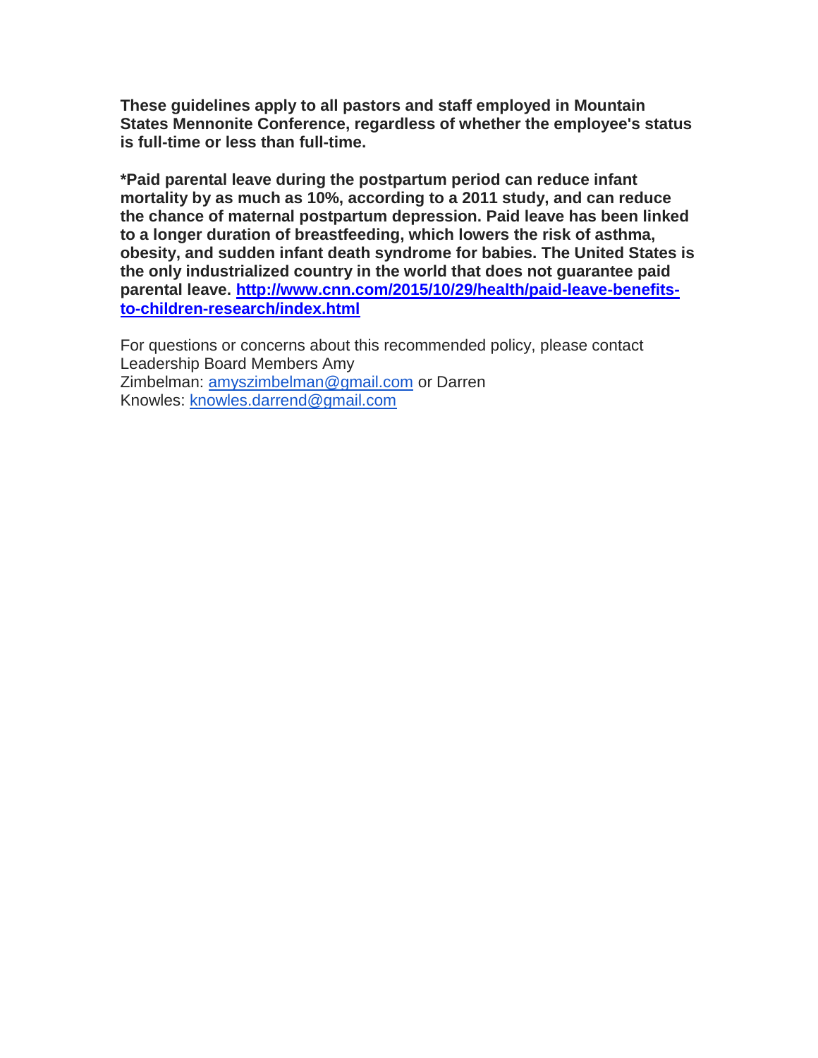**These guidelines apply to all pastors and staff employed in Mountain States Mennonite Conference, regardless of whether the employee's status is full-time or less than full-time.**

***Paid parental leave during the postpartum period can reduce infant mortality by as much as 10%, according to a 2011 study, and can reduce the chance of maternal postpartum depression. Paid leave has been linked to a longer duration of breastfeeding, which lowers the risk of asthma, obesity, and sudden infant death syndrome for babies. The United States is the only industrialized country in the world that does not guarantee paid parental leave. [http://www.cnn.com/2015/10/29/health/paid-leave-benefits-to-children-research/index.html](http://www.cnn.com/2015/10/29/health/paid-leave-benefits-to-children-research/index.html)**

For questions or concerns about this recommended policy, please contact Leadership Board Members Amy Zimbelman: [amyszimbelman@gmail.com](mailto:amyszimbelman@gmail.com) or Darren Knowles: [knowles.darrend@gmail.com](mailto:knowles.darrend@gmail.com)